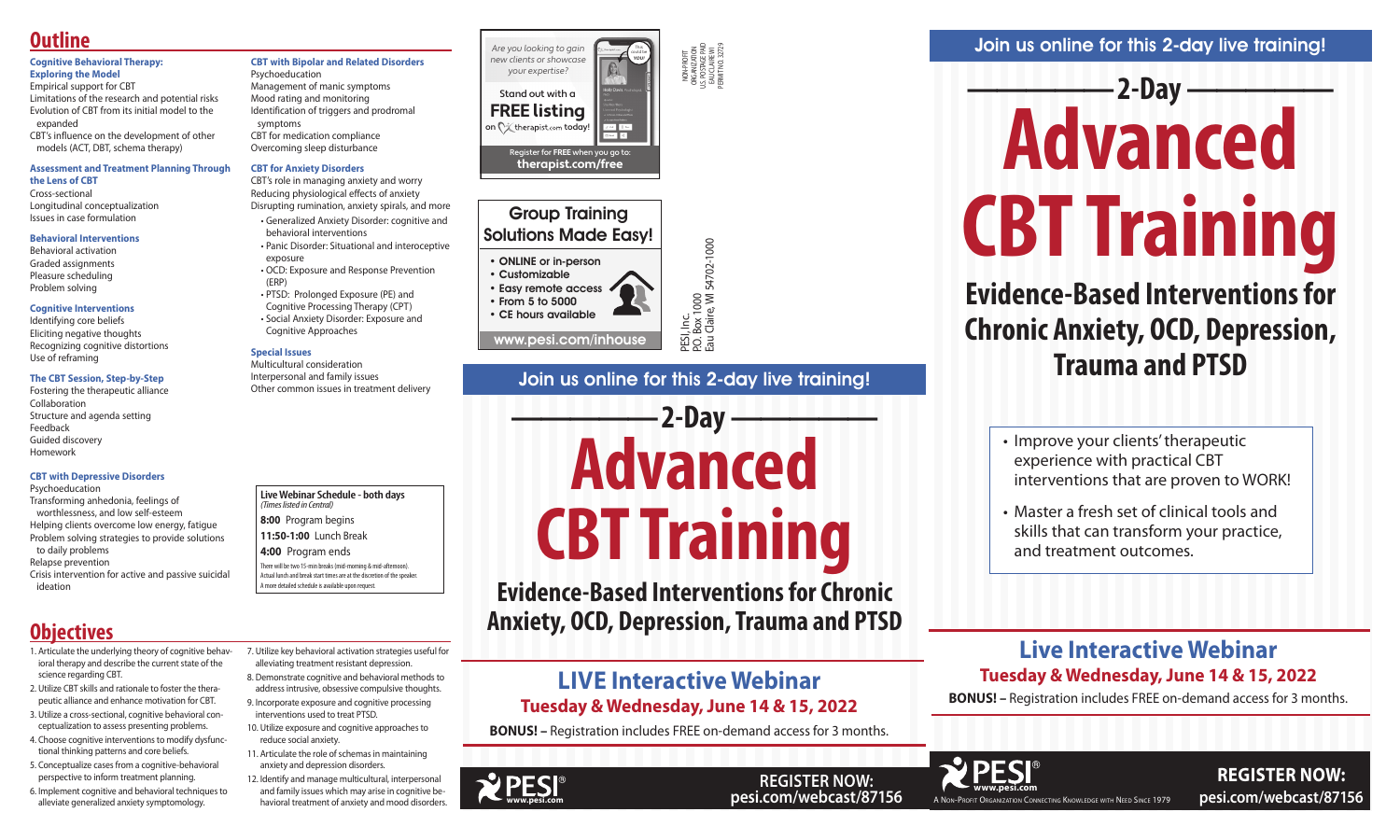# Outline

**Cognitive Behavioral Therapy: Exploring the Model**

Empirical support for CBT
Limitations of the research and potential risks
Evolution of CBT from its initial model to the expanded
CBT's influence on the development of other models (ACT, DBT, schema therapy)

**Assessment and Treatment Planning Through the Lens of CBT**

Cross-sectional
Longitudinal conceptualization
Issues in case formulation

**Behavioral Interventions**

Behavioral activation
Graded assignments
Pleasure scheduling
Problem solving

**Cognitive Interventions**

Identifying core beliefs
Eliciting negative thoughts
Recognizing cognitive distortions
Use of reframing

**The CBT Session, Step-by-Step**

Fostering the therapeutic alliance
Collaboration
Structure and agenda setting
Feedback
Guided discovery
Homework

**CBT with Depressive Disorders**

Psychoeducation
Transforming anhedonia, feelings of worthlessness, and low self-esteem
Helping clients overcome low energy, fatigue
Problem solving strategies to provide solutions to daily problems
Relapse prevention
Crisis intervention for active and passive suicidal ideation

**CBT with Bipolar and Related Disorders**

Psychoeducation
Management of manic symptoms
Mood rating and monitoring
Identification of triggers and prodromal symptoms
CBT for medication compliance
Overcoming sleep disturbance

**CBT for Anxiety Disorders**

CBT's role in managing anxiety and worry
Reducing physiological effects of anxiety
Disrupting rumination, anxiety spirals, and more

- Generalized Anxiety Disorder: cognitive and behavioral interventions
- Panic Disorder: Situational and interoceptive exposure
- OCD: Exposure and Response Prevention (ERP)
- PTSD: Prolonged Exposure (PE) and Cognitive Processing Therapy (CPT)
- Social Anxiety Disorder: Exposure and Cognitive Approaches

**Special Issues**

Multicultural consideration
Interpersonal and family issues
Other common issues in treatment delivery

**Live Webinar Schedule - both days**
*(Times listed in Central)*

**8:00** Program begins
**11:50-1:00** Lunch Break
**4:00** Program ends

There will be two 15-min breaks (mid-morning & mid-afternoon). Actual lunch and break start times are at the discretion of the speaker. A more detailed schedule is available upon request.

# Objectives

1. Articulate the underlying theory of cognitive behavioral therapy and describe the current state of the science regarding CBT.
2. Utilize CBT skills and rationale to foster the therapeutic alliance and enhance motivation for CBT.
3. Utilize a cross-sectional, cognitive behavioral conceptualization to assess presenting problems.
4. Choose cognitive interventions to modify dysfunctional thinking patterns and core beliefs.
5. Conceptualize cases from a cognitive-behavioral perspective to inform treatment planning.
6. Implement cognitive and behavioral techniques to alleviate generalized anxiety symptomology.
7. Utilize key behavioral activation strategies useful for alleviating treatment resistant depression.
8. Demonstrate cognitive and behavioral methods to address intrusive, obsessive compulsive thoughts.
9. Incorporate exposure and cognitive processing interventions used to treat PTSD.
10. Utilize exposure and cognitive approaches to reduce social anxiety.
11. Articulate the role of schemas in maintaining anxiety and depression disorders.
12. Identify and manage multicultural, interpersonal and family issues which may arise in cognitive behavioral treatment of anxiety and mood disorders.

*Are you looking to gain new clients or showcase your expertise?*

Stand out with a **FREE listing** on therapist.com today!

Register for FREE when you go to: **therapist.com/free**

NON-PROFIT ORGANIZATION U.S. POSTAGE PAID EAU CLAIRE WI PERMIT NO. 32729

**Group Training Solutions Made Easy!**

- ONLINE or in-person
- Customizable
- Easy remote access
- From 5 to 5000
- CE hours available

**www.pesi.com/inhouse**

PESI, Inc.
P.O. Box 1000
Eau Claire, WI 54702-1000

**Join us online for this 2-day live training!**

## 2-Day

# Advanced CBT Training

## Evidence-Based Interventions for Chronic Anxiety, OCD, Depression, Trauma and PTSD

## LIVE Interactive Webinar

**Tuesday & Wednesday, June 14 & 15, 2022**

**BONUS! –** Registration includes FREE on-demand access for 3 months.

PESI® www.pesi.com

**REGISTER NOW: pesi.com/webcast/87156**

**Join us online for this 2-day live training!**

## 2-Day

# Advanced CBT Training

## Evidence-Based Interventions for Chronic Anxiety, OCD, Depression, Trauma and PTSD

- Improve your clients' therapeutic experience with practical CBT interventions that are proven to WORK!
- Master a fresh set of clinical tools and skills that can transform your practice, and treatment outcomes.

## Live Interactive Webinar

**Tuesday & Wednesday, June 14 & 15, 2022**

**BONUS! –** Registration includes FREE on-demand access for 3 months.

PESI® www.pesi.com
A Non-Profit Organization Connecting Knowledge with Need Since 1979

**REGISTER NOW: pesi.com/webcast/87156**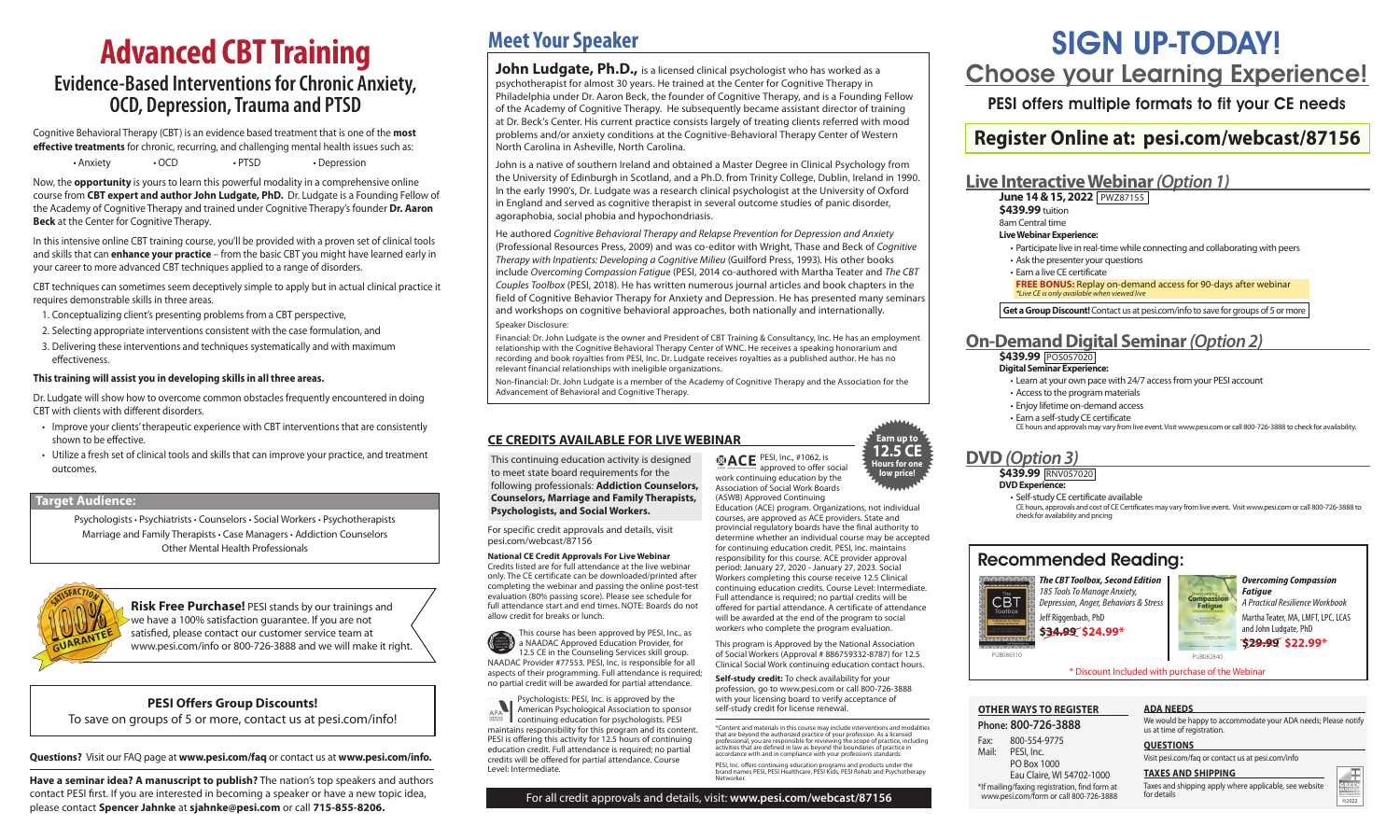# Advanced CBT Training

## Evidence-Based Interventions for Chronic Anxiety, OCD, Depression, Trauma and PTSD

Cognitive Behavioral Therapy (CBT) is an evidence based treatment that is one of the **most effective treatments** for chronic, recurring, and challenging mental health issues such as:

- Anxiety
- OCD
- PTSD
- Depression

Now, the **opportunity** is yours to learn this powerful modality in a comprehensive online course from **CBT expert and author John Ludgate, PhD.** Dr. Ludgate is a Founding Fellow of the Academy of Cognitive Therapy and trained under Cognitive Therapy's founder **Dr. Aaron Beck** at the Center for Cognitive Therapy.

In this intensive online CBT training course, you'll be provided with a proven set of clinical tools and skills that can **enhance your practice** – from the basic CBT you might have learned early in your career to more advanced CBT techniques applied to a range of disorders.

CBT techniques can sometimes seem deceptively simple to apply but in actual clinical practice it requires demonstrable skills in three areas.

1. Conceptualizing client's presenting problems from a CBT perspective,
2. Selecting appropriate interventions consistent with the case formulation, and
3. Delivering these interventions and techniques systematically and with maximum effectiveness.

**This training will assist you in developing skills in all three areas.**

Dr. Ludgate will show how to overcome common obstacles frequently encountered in doing CBT with clients with different disorders.

- Improve your clients' therapeutic experience with CBT interventions that are consistently shown to be effective.
- Utilize a fresh set of clinical tools and skills that can improve your practice, and treatment outcomes.

### Target Audience:

Psychologists • Psychiatrists • Counselors • Social Workers • Psychotherapists
Marriage and Family Therapists • Case Managers • Addiction Counselors
Other Mental Health Professionals

SATISFACTION 100% GUARANTEE

**Risk Free Purchase!** PESI stands by our trainings and we have a 100% satisfaction guarantee. If you are not satisfied, please contact our customer service team at www.pesi.com/info or 800-726-3888 and we will make it right.

### PESI Offers Group Discounts!

To save on groups of 5 or more, contact us at pesi.com/info!

**Questions?** Visit our FAQ page at **www.pesi.com/faq** or contact us at **www.pesi.com/info.**

**Have a seminar idea? A manuscript to publish?** The nation's top speakers and authors contact PESI first. If you are interested in becoming a speaker or have a new topic idea, please contact **Spencer Jahnke** at **sjahnke@pesi.com** or call **715-855-8206.**

## Meet Your Speaker

**John Ludgate, Ph.D.,** is a licensed clinical psychologist who has worked as a psychotherapist for almost 30 years. He trained at the Center for Cognitive Therapy in Philadelphia under Dr. Aaron Beck, the founder of Cognitive Therapy, and is a Founding Fellow of the Academy of Cognitive Therapy. He subsequently became assistant director of training at Dr. Beck's Center. His current practice consists largely of treating clients referred with mood problems and/or anxiety conditions at the Cognitive-Behavioral Therapy Center of Western North Carolina in Asheville, North Carolina.

John is a native of southern Ireland and obtained a Master Degree in Clinical Psychology from the University of Edinburgh in Scotland, and a Ph.D. from Trinity College, Dublin, Ireland in 1990. In the early 1990's, Dr. Ludgate was a research clinical psychologist at the University of Oxford in England and served as cognitive therapist in several outcome studies of panic disorder, agoraphobia, social phobia and hypochondriasis.

He authored *Cognitive Behavioral Therapy and Relapse Prevention for Depression and Anxiety* (Professional Resources Press, 2009) and was co-editor with Wright, Thase and Beck of *Cognitive Therapy with Inpatients: Developing a Cognitive Milieu* (Guilford Press, 1993). His other books include *Overcoming Compassion Fatigue* (PESI, 2014 co-authored with Martha Teater and *The CBT Couples Toolbox* (PESI, 2018). He has written numerous journal articles and book chapters in the field of Cognitive Behavior Therapy for Anxiety and Depression. He has presented many seminars and workshops on cognitive behavioral approaches, both nationally and internationally.

Speaker Disclosure:

Financial: Dr. John Ludgate is the owner and President of CBT Training & Consultancy, Inc. He has an employment relationship with the Cognitive Behavioral Therapy Center of WNC. He receives a speaking honorarium and recording and book royalties from PESI, Inc. Dr. Ludgate receives royalties as a published author. He has no relevant financial relationships with ineligible organizations.

Non-financial: Dr. John Ludgate is a member of the Academy of Cognitive Therapy and the Association for the Advancement of Behavioral and Cognitive Therapy.

### CE CREDITS AVAILABLE FOR LIVE WEBINAR

Earn up to **12.5 CE** Hours for one low price!

This continuing education activity is designed to meet state board requirements for the following professionals: **Addiction Counselors, Counselors, Marriage and Family Therapists, Psychologists, and Social Workers.**

For specific credit approvals and details, visit pesi.com/webcast/87156

**National CE Credit Approvals For Live Webinar**
Credits listed are for full attendance at the live webinar only. The CE certificate can be downloaded/printed after completing the webinar and passing the online post-test evaluation (80% passing score). Please see schedule for full attendance start and end times. NOTE: Boards do not allow credit for breaks or lunch.

This course has been approved by PESI, Inc., as a NAADAC Approved Education Provider, for 12.5 CE in the Counseling Services skill group. NAADAC Provider #77553. PESI, Inc. is responsible for all aspects of their programming. Full attendance is required; no partial credit will be awarded for partial attendance.

Psychologists: PESI, Inc. is approved by the American Psychological Association to sponsor continuing education for psychologists. PESI maintains responsibility for this program and its content. PESI is offering this activity for 12.5 hours of continuing education credit. Full attendance is required; no partial credits will be offered for partial attendance. Course Level: Intermediate.

ACE PESI, Inc., #1062, is approved to offer social work continuing education by the Association of Social Work Boards (ASWB) Approved Continuing Education (ACE) program. Organizations, not individual courses, are approved as ACE providers. State and provincial regulatory boards have the final authority to determine whether an individual course may be accepted for continuing education credit. PESI, Inc. maintains responsibility for this course. ACE provider approval period: January 27, 2020 - January 27, 2023. Social Workers completing this course receive 12.5 Clinical continuing education credits. Course Level: Intermediate. Full attendance is required; no partial credits will be offered for partial attendance. A certificate of attendance will be awarded at the end of the program to social workers who complete the program evaluation.

This program is Approved by the National Association of Social Workers (Approval # 886759332-8787) for 12.5 Clinical Social Work continuing education contact hours.

**Self-study credit:** To check availability for your profession, go to www.pesi.com or call 800-726-3888 with your licensing board to verify acceptance of self-study credit for license renewal.

*Content and materials in this course may include interventions and modalities that are beyond the authorized practice of your profession. As a licensed professional, you are responsible for reviewing the scope of practice, including activities that are defined in law as beyond the boundaries of practice in accordance with and in compliance with your profession's standards.

PESI, Inc. offers continuing education programs and products under the brand names PESI, PESI Healthcare, PESI Kids, PESI Rehab and Psychotherapy Networker.

For all credit approvals and details, visit: **www.pesi.com/webcast/87156**

# SIGN UP-TODAY!

## Choose your Learning Experience!

PESI offers multiple formats to fit your CE needs

## Register Online at: pesi.com/webcast/87156

### Live Interactive Webinar *(Option 1)*

**June 14 & 15, 2022** PWZ87155
**$439.99** tuition
8am Central time

**Live Webinar Experience:**

- Participate live in real-time while connecting and collaborating with peers
- Ask the presenter your questions
- Earn a live CE certificate

**FREE BONUS:** Replay on-demand access for 90-days after webinar
*Live CE is only available when viewed live

**Get a Group Discount!** Contact us at pesi.com/info to save for groups of 5 or more

### On-Demand Digital Seminar *(Option 2)*

**$439.99** POS057020
**Digital Seminar Experience:**

- Learn at your own pace with 24/7 access from your PESI account
- Access to the program materials
- Enjoy lifetime on-demand access
- Earn a self-study CE certificate

CE hours and approvals may vary from live event. Visit www.pesi.com or call 800-726-3888 to check for availability.

### DVD *(Option 3)*

**$439.99** RNV057020
**DVD Experience:**

- Self-study CE certificate available

CE hours, approvals and cost of CE Certificates may vary from live event. Visit www.pesi.com or call 800-726-3888 to check for availability and pricing

### Recommended Reading:

***The CBT Toolbox, Second Edition***
*185 Tools To Manage Anxiety, Depression, Anger, Behaviors & Stress*
Jeff Riggenbach, PhD
~~$34.99~~ **$24.99***
PUB086310

***Overcoming Compassion Fatigue***
*A Practical Resilience Workbook*
Martha Teater, MA, LMFT, LPC, LCAS and John Ludgate, PhD
~~$29.99~~ **$22.99***
PUB082840

* Discount Included with purchase of the Webinar

### OTHER WAYS TO REGISTER

**Phone: 800-726-3888**
Fax: 800-554-9775
Mail: PESI, Inc.
PO Box 1000
Eau Claire, WI 54702-1000

*If mailing/faxing registration, find form at www.pesi.com/form or call 800-726-3888

### ADA NEEDS

We would be happy to accommodate your ADA needs; Please notify us at time of registration.

### QUESTIONS

Visit pesi.com/faq or contact us at pesi.com/info

### TAXES AND SHIPPING

Taxes and shipping apply where applicable, see website for details

©2022